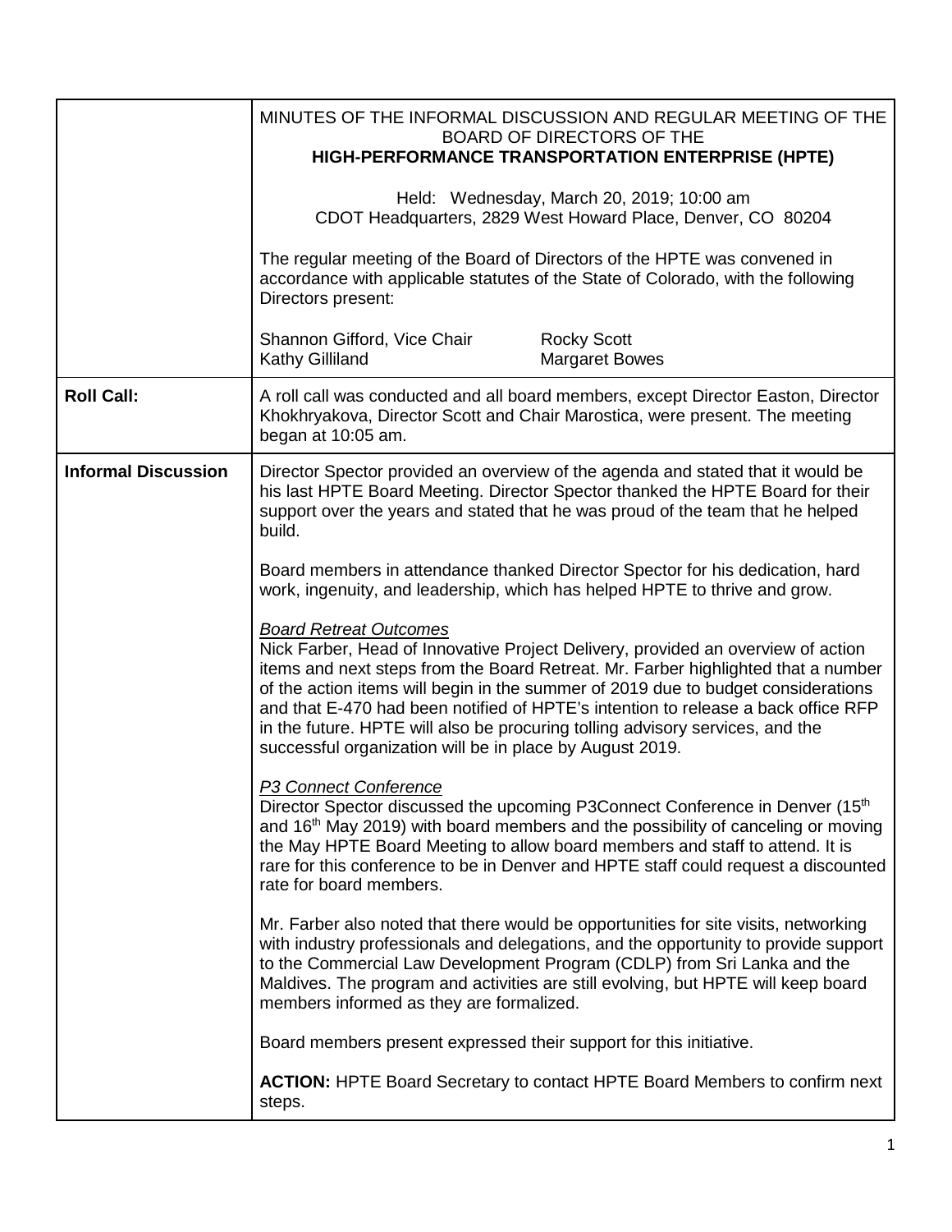| | |
|---|---|
| | MINUTES OF THE INFORMAL DISCUSSION AND REGULAR MEETING OF THE BOARD OF DIRECTORS OF THE **HIGH-PERFORMANCE TRANSPORTATION ENTERPRISE (HPTE)**<br><br>Held: Wednesday, March 20, 2019; 10:00 am<br>CDOT Headquarters, 2829 West Howard Place, Denver, CO 80204<br><br>The regular meeting of the Board of Directors of the HPTE was convened in accordance with applicable statutes of the State of Colorado, with the following Directors present:<br><br>Shannon Gifford, Vice Chair — Rocky Scott<br>Kathy Gilliland — Margaret Bowes |
| **Roll Call:** | A roll call was conducted and all board members, except Director Easton, Director Khokhryakova, Director Scott and Chair Marostica, were present. The meeting began at 10:05 am. |
| **Informal Discussion** | Director Spector provided an overview of the agenda and stated that it would be his last HPTE Board Meeting. Director Spector thanked the HPTE Board for their support over the years and stated that he was proud of the team that he helped build.<br><br>Board members in attendance thanked Director Spector for his dedication, hard work, ingenuity, and leadership, which has helped HPTE to thrive and grow.<br><br>***Board Retreat Outcomes***<br>Nick Farber, Head of Innovative Project Delivery, provided an overview of action items and next steps from the Board Retreat. Mr. Farber highlighted that a number of the action items will begin in the summer of 2019 due to budget considerations and that E-470 had been notified of HPTE's intention to release a back office RFP in the future. HPTE will also be procuring tolling advisory services, and the successful organization will be in place by August 2019.<br><br>***P3 Connect Conference***<br>Director Spector discussed the upcoming P3Connect Conference in Denver (15th and 16th May 2019) with board members and the possibility of canceling or moving the May HPTE Board Meeting to allow board members and staff to attend. It is rare for this conference to be in Denver and HPTE staff could request a discounted rate for board members.<br><br>Mr. Farber also noted that there would be opportunities for site visits, networking with industry professionals and delegations, and the opportunity to provide support to the Commercial Law Development Program (CDLP) from Sri Lanka and the Maldives. The program and activities are still evolving, but HPTE will keep board members informed as they are formalized.<br><br>Board members present expressed their support for this initiative.<br><br>**ACTION:** HPTE Board Secretary to contact HPTE Board Members to confirm next steps. |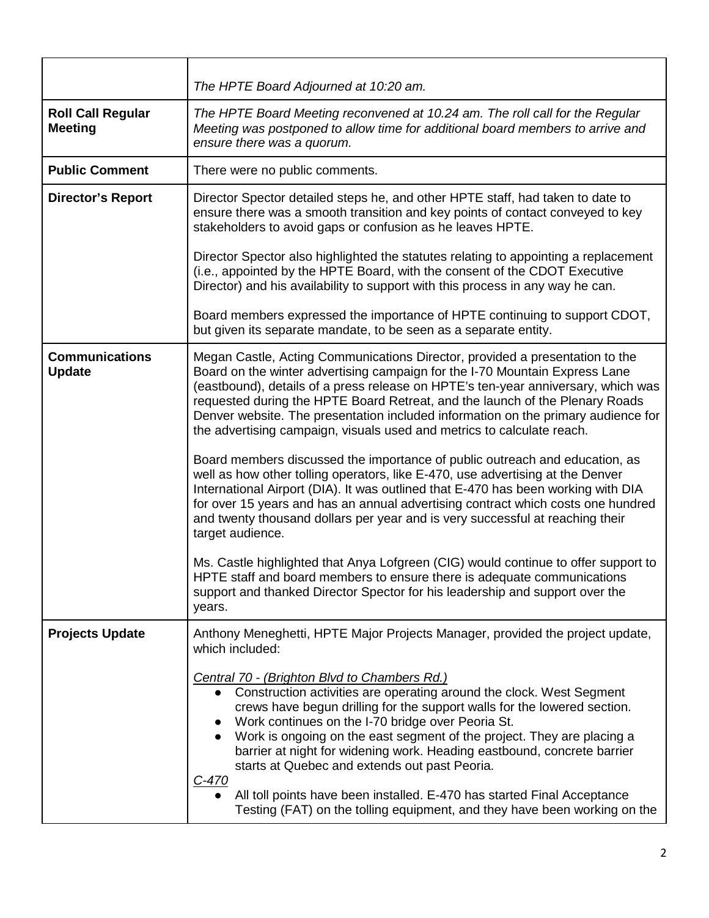| | |
|---|---|
| | *The HPTE Board Adjourned at 10:20 am.* |
| **Roll Call Regular Meeting** | *The HPTE Board Meeting reconvened at 10.24 am. The roll call for the Regular Meeting was postponed to allow time for additional board members to arrive and ensure there was a quorum.* |
| **Public Comment** | There were no public comments. |
| **Director's Report** | Director Spector detailed steps he, and other HPTE staff, had taken to date to ensure there was a smooth transition and key points of contact conveyed to key stakeholders to avoid gaps or confusion as he leaves HPTE.<br><br>Director Spector also highlighted the statutes relating to appointing a replacement (i.e., appointed by the HPTE Board, with the consent of the CDOT Executive Director) and his availability to support with this process in any way he can.<br><br>Board members expressed the importance of HPTE continuing to support CDOT, but given its separate mandate, to be seen as a separate entity. |
| **Communications Update** | Megan Castle, Acting Communications Director, provided a presentation to the Board on the winter advertising campaign for the I-70 Mountain Express Lane (eastbound), details of a press release on HPTE's ten-year anniversary, which was requested during the HPTE Board Retreat, and the launch of the Plenary Roads Denver website. The presentation included information on the primary audience for the advertising campaign, visuals used and metrics to calculate reach.<br><br>Board members discussed the importance of public outreach and education, as well as how other tolling operators, like E-470, use advertising at the Denver International Airport (DIA). It was outlined that E-470 has been working with DIA for over 15 years and has an annual advertising contract which costs one hundred and twenty thousand dollars per year and is very successful at reaching their target audience.<br><br>Ms. Castle highlighted that Anya Lofgreen (CIG) would continue to offer support to HPTE staff and board members to ensure there is adequate communications support and thanked Director Spector for his leadership and support over the years. |
| **Projects Update** | Anthony Meneghetti, HPTE Major Projects Manager, provided the project update, which included:<br><br>*<u>Central 70 - (Brighton Blvd to Chambers Rd.)</u>*<br>● Construction activities are operating around the clock. West Segment crews have begun drilling for the support walls for the lowered section.<br>● Work continues on the I-70 bridge over Peoria St.<br>● Work is ongoing on the east segment of the project. They are placing a barrier at night for widening work. Heading eastbound, concrete barrier starts at Quebec and extends out past Peoria.<br>*<u>C-470</u>*<br>● All toll points have been installed. E-470 has started Final Acceptance Testing (FAT) on the tolling equipment, and they have been working on the |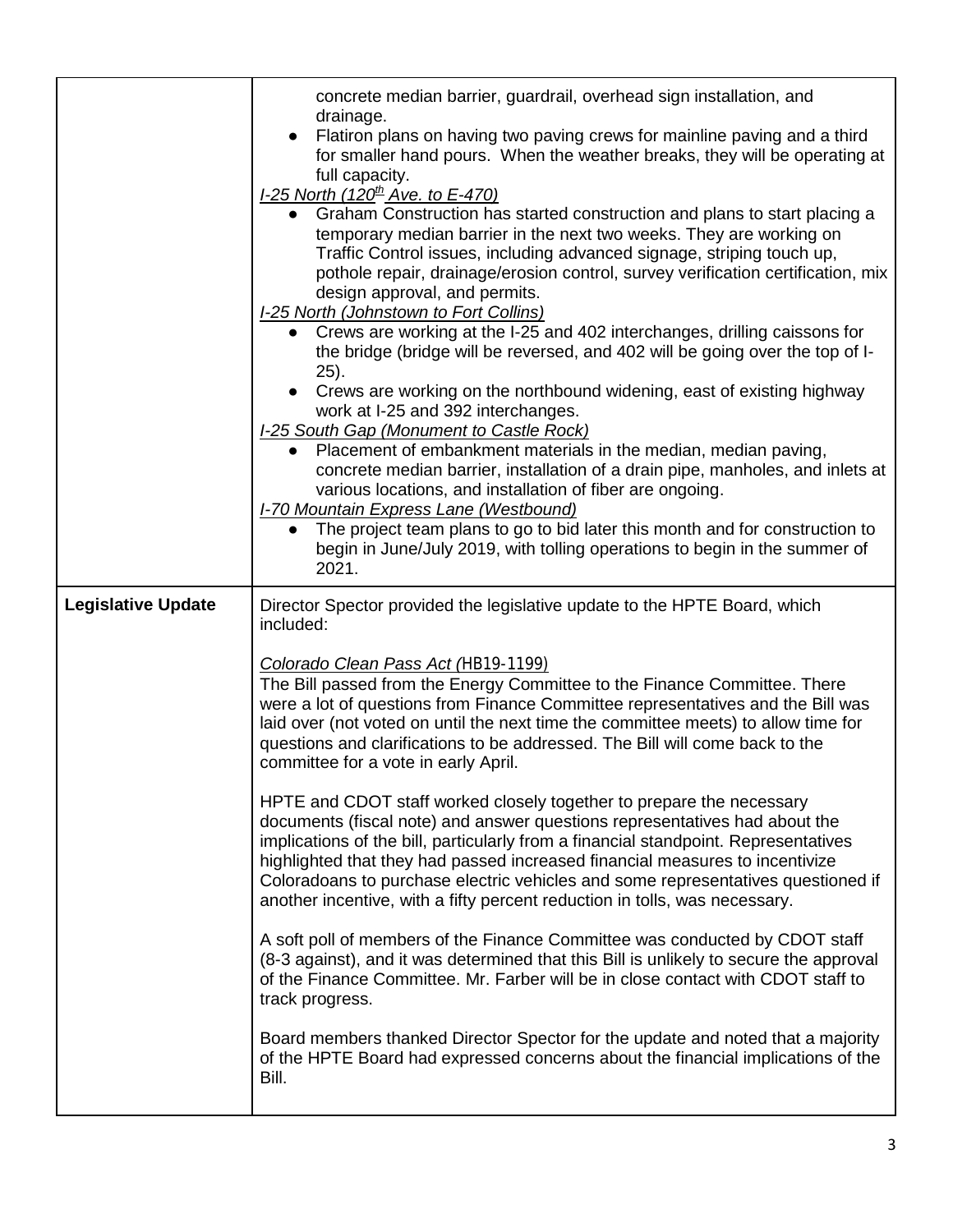| | |
|---|---|
| | concrete median barrier, guardrail, overhead sign installation, and drainage.<br>● Flatiron plans on having two paving crews for mainline paving and a third for smaller hand pours. When the weather breaks, they will be operating at full capacity.<br>*I-25 North (120th Ave. to E-470)*<br>● Graham Construction has started construction and plans to start placing a temporary median barrier in the next two weeks. They are working on Traffic Control issues, including advanced signage, striping touch up, pothole repair, drainage/erosion control, survey verification certification, mix design approval, and permits.<br>*I-25 North (Johnstown to Fort Collins)*<br>● Crews are working at the I-25 and 402 interchanges, drilling caissons for the bridge (bridge will be reversed, and 402 will be going over the top of I-25).<br>● Crews are working on the northbound widening, east of existing highway work at I-25 and 392 interchanges.<br>*I-25 South Gap (Monument to Castle Rock)*<br>● Placement of embankment materials in the median, median paving, concrete median barrier, installation of a drain pipe, manholes, and inlets at various locations, and installation of fiber are ongoing.<br>*I-70 Mountain Express Lane (Westbound)*<br>● The project team plans to go to bid later this month and for construction to begin in June/July 2019, with tolling operations to begin in the summer of 2021. |
| **Legislative Update** | Director Spector provided the legislative update to the HPTE Board, which included:<br><br>*Colorado Clean Pass Act (HB19-1199)*<br>The Bill passed from the Energy Committee to the Finance Committee. There were a lot of questions from Finance Committee representatives and the Bill was laid over (not voted on until the next time the committee meets) to allow time for questions and clarifications to be addressed. The Bill will come back to the committee for a vote in early April.<br><br>HPTE and CDOT staff worked closely together to prepare the necessary documents (fiscal note) and answer questions representatives had about the implications of the bill, particularly from a financial standpoint. Representatives highlighted that they had passed increased financial measures to incentivize Coloradoans to purchase electric vehicles and some representatives questioned if another incentive, with a fifty percent reduction in tolls, was necessary.<br><br>A soft poll of members of the Finance Committee was conducted by CDOT staff (8-3 against), and it was determined that this Bill is unlikely to secure the approval of the Finance Committee. Mr. Farber will be in close contact with CDOT staff to track progress.<br><br>Board members thanked Director Spector for the update and noted that a majority of the HPTE Board had expressed concerns about the financial implications of the Bill. |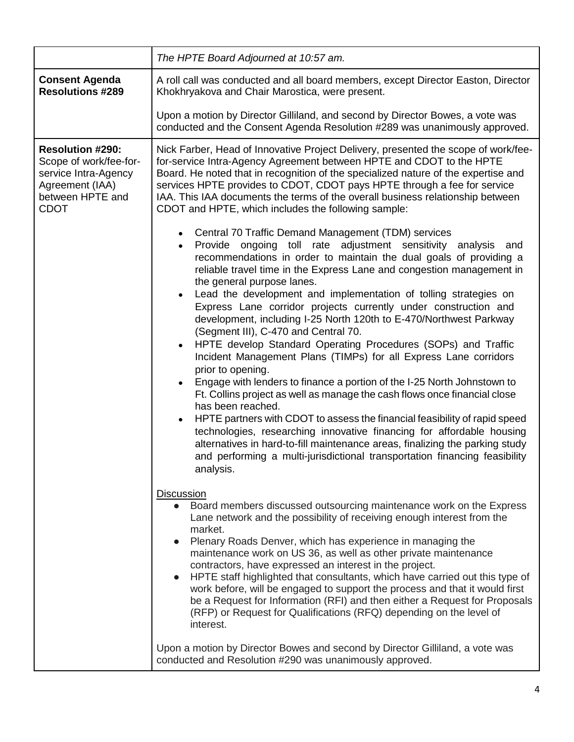| | |
|---|---|
| | *The HPTE Board Adjourned at 10:57 am.* |
| **Consent Agenda Resolutions #289** | A roll call was conducted and all board members, except Director Easton, Director Khokhryakova and Chair Marostica, were present.<br><br>Upon a motion by Director Gilliland, and second by Director Bowes, a vote was conducted and the Consent Agenda Resolution #289 was unanimously approved. |
| **Resolution #290:** Scope of work/fee-for-service Intra-Agency Agreement (IAA) between HPTE and CDOT | Nick Farber, Head of Innovative Project Delivery, presented the scope of work/fee-for-service Intra-Agency Agreement between HPTE and CDOT to the HPTE Board. He noted that in recognition of the specialized nature of the expertise and services HPTE provides to CDOT, CDOT pays HPTE through a fee for service IAA. This IAA documents the terms of the overall business relationship between CDOT and HPTE, which includes the following sample:<br><br>• Central 70 Traffic Demand Management (TDM) services<br>• Provide ongoing toll rate adjustment sensitivity analysis and recommendations in order to maintain the dual goals of providing a reliable travel time in the Express Lane and congestion management in the general purpose lanes.<br>• Lead the development and implementation of tolling strategies on Express Lane corridor projects currently under construction and development, including I-25 North 120th to E-470/Northwest Parkway (Segment III), C-470 and Central 70.<br>• HPTE develop Standard Operating Procedures (SOPs) and Traffic Incident Management Plans (TIMPs) for all Express Lane corridors prior to opening.<br>• Engage with lenders to finance a portion of the I-25 North Johnstown to Ft. Collins project as well as manage the cash flows once financial close has been reached.<br>• HPTE partners with CDOT to assess the financial feasibility of rapid speed technologies, researching innovative financing for affordable housing alternatives in hard-to-fill maintenance areas, finalizing the parking study and performing a multi-jurisdictional transportation financing feasibility analysis.<br><br><u>Discussion</u><br>• Board members discussed outsourcing maintenance work on the Express Lane network and the possibility of receiving enough interest from the market.<br>• Plenary Roads Denver, which has experience in managing the maintenance work on US 36, as well as other private maintenance contractors, have expressed an interest in the project.<br>• HPTE staff highlighted that consultants, which have carried out this type of work before, will be engaged to support the process and that it would first be a Request for Information (RFI) and then either a Request for Proposals (RFP) or Request for Qualifications (RFQ) depending on the level of interest.<br><br>Upon a motion by Director Bowes and second by Director Gilliland, a vote was conducted and Resolution #290 was unanimously approved. |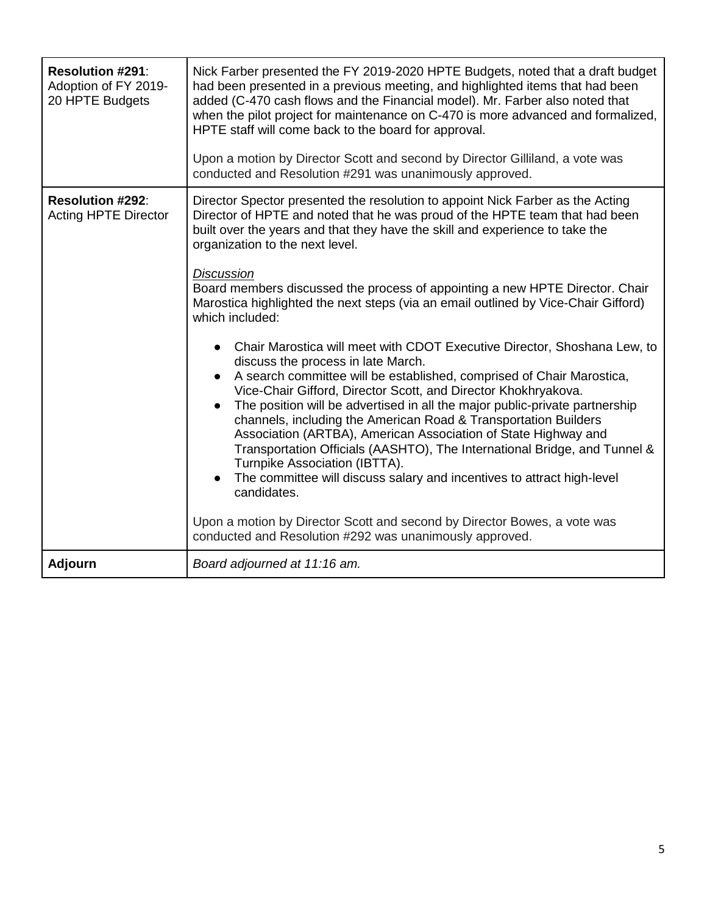| | |
|---|---|
| **Resolution #291**: Adoption of FY 2019-20 HPTE Budgets | Nick Farber presented the FY 2019-2020 HPTE Budgets, noted that a draft budget had been presented in a previous meeting, and highlighted items that had been added (C-470 cash flows and the Financial model). Mr. Farber also noted that when the pilot project for maintenance on C-470 is more advanced and formalized, HPTE staff will come back to the board for approval.<br><br>Upon a motion by Director Scott and second by Director Gilliland, a vote was conducted and Resolution #291 was unanimously approved. |
| **Resolution #292**: Acting HPTE Director | Director Spector presented the resolution to appoint Nick Farber as the Acting Director of HPTE and noted that he was proud of the HPTE team that had been built over the years and that they have the skill and experience to take the organization to the next level.<br><br>*Discussion*<br>Board members discussed the process of appointing a new HPTE Director. Chair Marostica highlighted the next steps (via an email outlined by Vice-Chair Gifford) which included:<br><br>• Chair Marostica will meet with CDOT Executive Director, Shoshana Lew, to discuss the process in late March.<br>• A search committee will be established, comprised of Chair Marostica, Vice-Chair Gifford, Director Scott, and Director Khokhryakova.<br>• The position will be advertised in all the major public-private partnership channels, including the American Road & Transportation Builders Association (ARTBA), American Association of State Highway and Transportation Officials (AASHTO), The International Bridge, and Tunnel & Turnpike Association (IBTTA).<br>• The committee will discuss salary and incentives to attract high-level candidates.<br><br>Upon a motion by Director Scott and second by Director Bowes, a vote was conducted and Resolution #292 was unanimously approved. |
| **Adjourn** | *Board adjourned at 11:16 am.* |